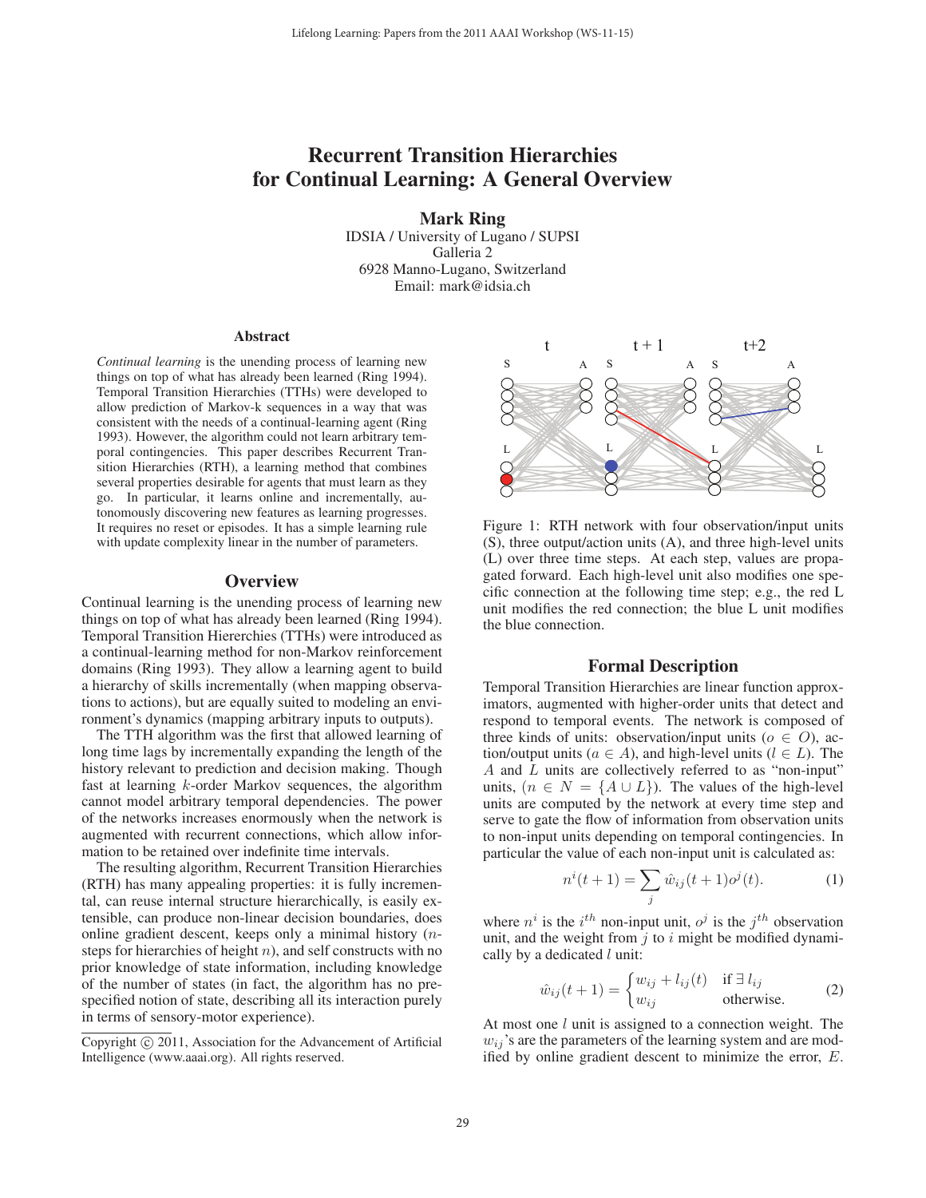# Recurrent Transition Hierarchies for Continual Learning: A General Overview

**Mark Ring**
IDSIA / University of Lugano / SUPSI
Galleria 2
6928 Manno-Lugano, Switzerland
Email: mark@idsia.ch

### Abstract

*Continual learning* is the unending process of learning new things on top of what has already been learned (Ring 1994). Temporal Transition Hierarchies (TTHs) were developed to allow prediction of Markov-k sequences in a way that was consistent with the needs of a continual-learning agent (Ring 1993). However, the algorithm could not learn arbitrary temporal contingencies. This paper describes Recurrent Transition Hierarchies (RTH), a learning method that combines several properties desirable for agents that must learn as they go. In particular, it learns online and incrementally, autonomously discovering new features as learning progresses. It requires no reset or episodes. It has a simple learning rule with update complexity linear in the number of parameters.

## Overview

Continual learning is the unending process of learning new things on top of what has already been learned (Ring 1994). Temporal Transition Hiererchies (TTHs) were introduced as a continual-learning method for non-Markov reinforcement domains (Ring 1993). They allow a learning agent to build a hierarchy of skills incrementally (when mapping observations to actions), but are equally suited to modeling an environment's dynamics (mapping arbitrary inputs to outputs).

The TTH algorithm was the first that allowed learning of long time lags by incrementally expanding the length of the history relevant to prediction and decision making. Though fast at learning $k$-order Markov sequences, the algorithm cannot model arbitrary temporal dependencies. The power of the networks increases enormously when the network is augmented with recurrent connections, which allow information to be retained over indefinite time intervals.

The resulting algorithm, Recurrent Transition Hierarchies (RTH) has many appealing properties: it is fully incremental, can reuse internal structure hierarchically, is easily extensible, can produce non-linear decision boundaries, does online gradient descent, keeps only a minimal history ($n$-steps for hierarchies of height $n$), and self constructs with no prior knowledge of state information, including knowledge of the number of states (in fact, the algorithm has no prespecified notion of state, describing all its interaction purely in terms of sensory-motor experience).

Copyright © 2011, Association for the Advancement of Artificial Intelligence (www.aaai.org). All rights reserved.

Figure 1: RTH network with four observation/input units (S), three output/action units (A), and three high-level units (L) over three time steps. At each step, values are propagated forward. Each high-level unit also modifies one specific connection at the following time step; e.g., the red L unit modifies the red connection; the blue L unit modifies the blue connection.

## Formal Description

Temporal Transition Hierarchies are linear function approximators, augmented with higher-order units that detect and respond to temporal events. The network is composed of three kinds of units: observation/input units ($o \in O$), action/output units ($a \in A$), and high-level units ($l \in L$). The $A$ and $L$ units are collectively referred to as "non-input" units, ($n \in N = \{A \cup L\}$). The values of the high-level units are computed by the network at every time step and serve to gate the flow of information from observation units to non-input units depending on temporal contingencies. In particular the value of each non-input unit is calculated as:

$$n^i(t+1) = \sum_j \hat{w}_{ij}(t+1) o^j(t). \tag{1}$$

where $n^i$ is the $i^{th}$ non-input unit, $o^j$ is the $j^{th}$ observation unit, and the weight from $j$ to $i$ might be modified dynamically by a dedicated $l$ unit:

$$\hat{w}_{ij}(t+1) = \begin{cases} w_{ij} + l_{ij}(t) & \text{if } \exists\, l_{ij} \\ w_{ij} & \text{otherwise.} \end{cases} \tag{2}$$

At most one $l$ unit is assigned to a connection weight. The $w_{ij}$'s are the parameters of the learning system and are modified by online gradient descent to minimize the error, $E$.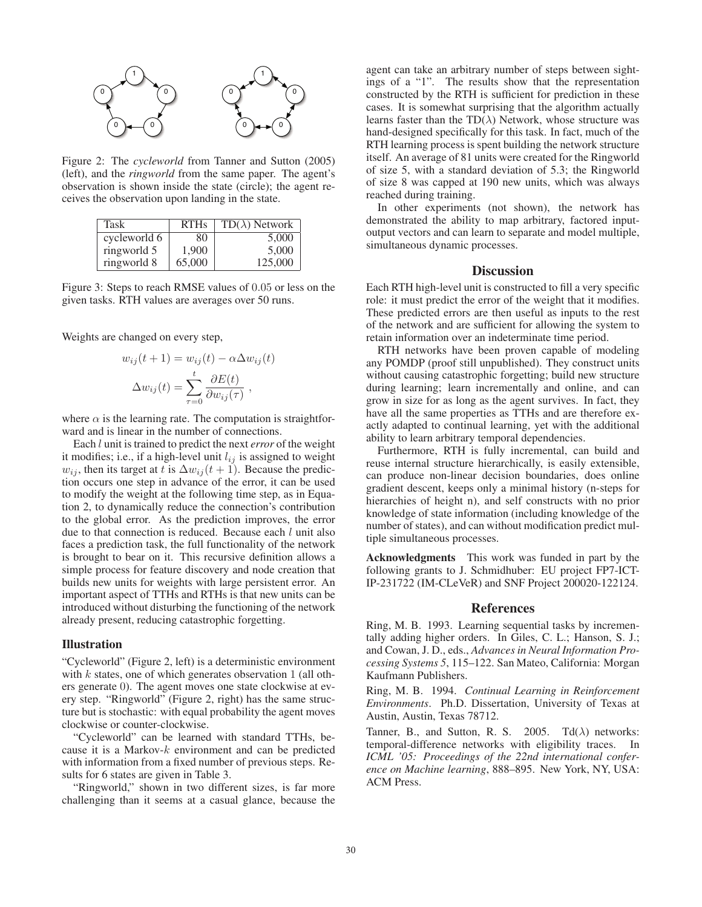0
1
0
0
0

1
0
0
0
0

Figure 2: The *cycleworld* from Tanner and Sutton (2005) (left), and the *ringworld* from the same paper. The agent's observation is shown inside the state (circle); the agent receives the observation upon landing in the state.

| Task | RTHs | TD($\lambda$) Network |
|---|---|---|
| cycleworld 6 | 80 | 5,000 |
| ringworld 5 | 1,900 | 5,000 |
| ringworld 8 | 65,000 | 125,000 |

Figure 3: Steps to reach RMSE values of 0.05 or less on the given tasks. RTH values are averages over 50 runs.

Weights are changed on every step,

$$w_{ij}(t+1) = w_{ij}(t) - \alpha \Delta w_{ij}(t)$$

$$\Delta w_{ij}(t) = \sum_{\tau=0}^{t} \frac{\partial E(t)}{\partial w_{ij}(\tau)} ,$$

where $\alpha$ is the learning rate. The computation is straightforward and is linear in the number of connections.

Each $l$ unit is trained to predict the next *error* of the weight it modifies; i.e., if a high-level unit $l_{ij}$ is assigned to weight $w_{ij}$, then its target at $t$ is $\Delta w_{ij}(t+1)$. Because the prediction occurs one step in advance of the error, it can be used to modify the weight at the following time step, as in Equation 2, to dynamically reduce the connection's contribution to the global error. As the prediction improves, the error due to that connection is reduced. Because each $l$ unit also faces a prediction task, the full functionality of the network is brought to bear on it. This recursive definition allows a simple process for feature discovery and node creation that builds new units for weights with large persistent error. An important aspect of TTHs and RTHs is that new units can be introduced without disturbing the functioning of the network already present, reducing catastrophic forgetting.

### Illustration

"Cycleworld" (Figure 2, left) is a deterministic environment with $k$ states, one of which generates observation 1 (all others generate 0). The agent moves one state clockwise at every step. "Ringworld" (Figure 2, right) has the same structure but is stochastic: with equal probability the agent moves clockwise or counter-clockwise.

"Cycleworld" can be learned with standard TTHs, because it is a Markov-$k$ environment and can be predicted with information from a fixed number of previous steps. Results for 6 states are given in Table 3.

"Ringworld," shown in two different sizes, is far more challenging than it seems at a casual glance, because the agent can take an arbitrary number of steps between sightings of a "1". The results show that the representation constructed by the RTH is sufficient for prediction in these cases. It is somewhat surprising that the algorithm actually learns faster than the TD($\lambda$) Network, whose structure was hand-designed specifically for this task. In fact, much of the RTH learning process is spent building the network structure itself. An average of 81 units were created for the Ringworld of size 5, with a standard deviation of 5.3; the Ringworld of size 8 was capped at 190 new units, which was always reached during training.

In other experiments (not shown), the network has demonstrated the ability to map arbitrary, factored input-output vectors and can learn to separate and model multiple, simultaneous dynamic processes.

## Discussion

Each RTH high-level unit is constructed to fill a very specific role: it must predict the error of the weight that it modifies. These predicted errors are then useful as inputs to the rest of the network and are sufficient for allowing the system to retain information over an indeterminate time period.

RTH networks have been proven capable of modeling any POMDP (proof still unpublished). They construct units without causing catastrophic forgetting; build new structure during learning; learn incrementally and online, and can grow in size for as long as the agent survives. In fact, they have all the same properties as TTHs and are therefore exactly adapted to continual learning, yet with the additional ability to learn arbitrary temporal dependencies.

Furthermore, RTH is fully incremental, can build and reuse internal structure hierarchically, is easily extensible, can produce non-linear decision boundaries, does online gradient descent, keeps only a minimal history (n-steps for hierarchies of height n), and self constructs with no prior knowledge of state information (including knowledge of the number of states), and can without modification predict multiple simultaneous processes.

**Acknowledgments** This work was funded in part by the following grants to J. Schmidhuber: EU project FP7-ICT-IP-231722 (IM-CLeVeR) and SNF Project 200020-122124.

## References

Ring, M. B. 1993. Learning sequential tasks by incrementally adding higher orders. In Giles, C. L.; Hanson, S. J.; and Cowan, J. D., eds., *Advances in Neural Information Processing Systems 5*, 115–122. San Mateo, California: Morgan Kaufmann Publishers.

Ring, M. B. 1994. *Continual Learning in Reinforcement Environments*. Ph.D. Dissertation, University of Texas at Austin, Austin, Texas 78712.

Tanner, B., and Sutton, R. S. 2005. Td($\lambda$) networks: temporal-difference networks with eligibility traces. In *ICML '05: Proceedings of the 22nd international conference on Machine learning*, 888–895. New York, NY, USA: ACM Press.